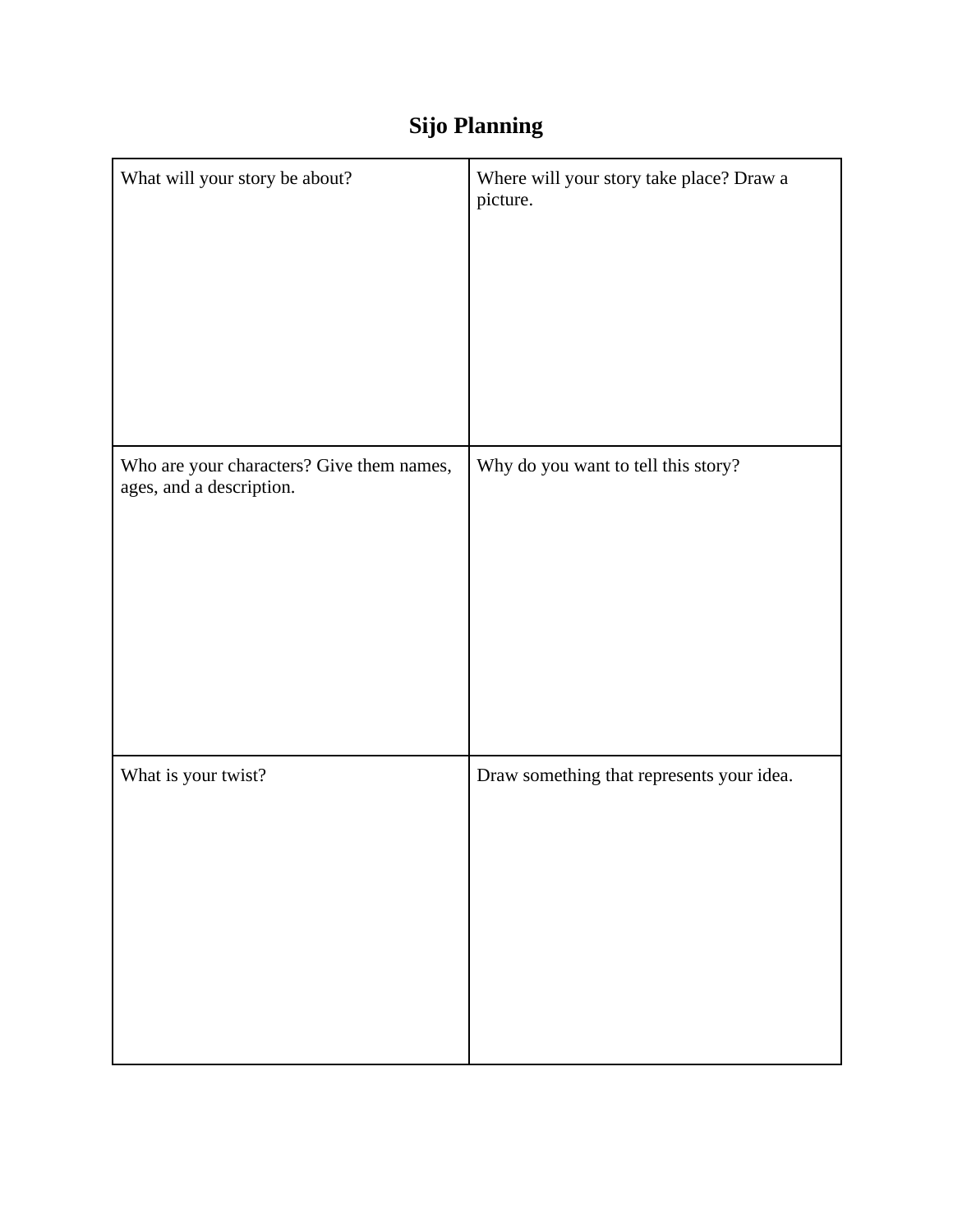# Sijo Planning

| What will your story be about? | Where will your story take place? Draw a picture. |
| --- | --- |
| Who are your characters? Give them names, ages, and a description. | Why do you want to tell this story? |
| What is your twist? | Draw something that represents your idea. |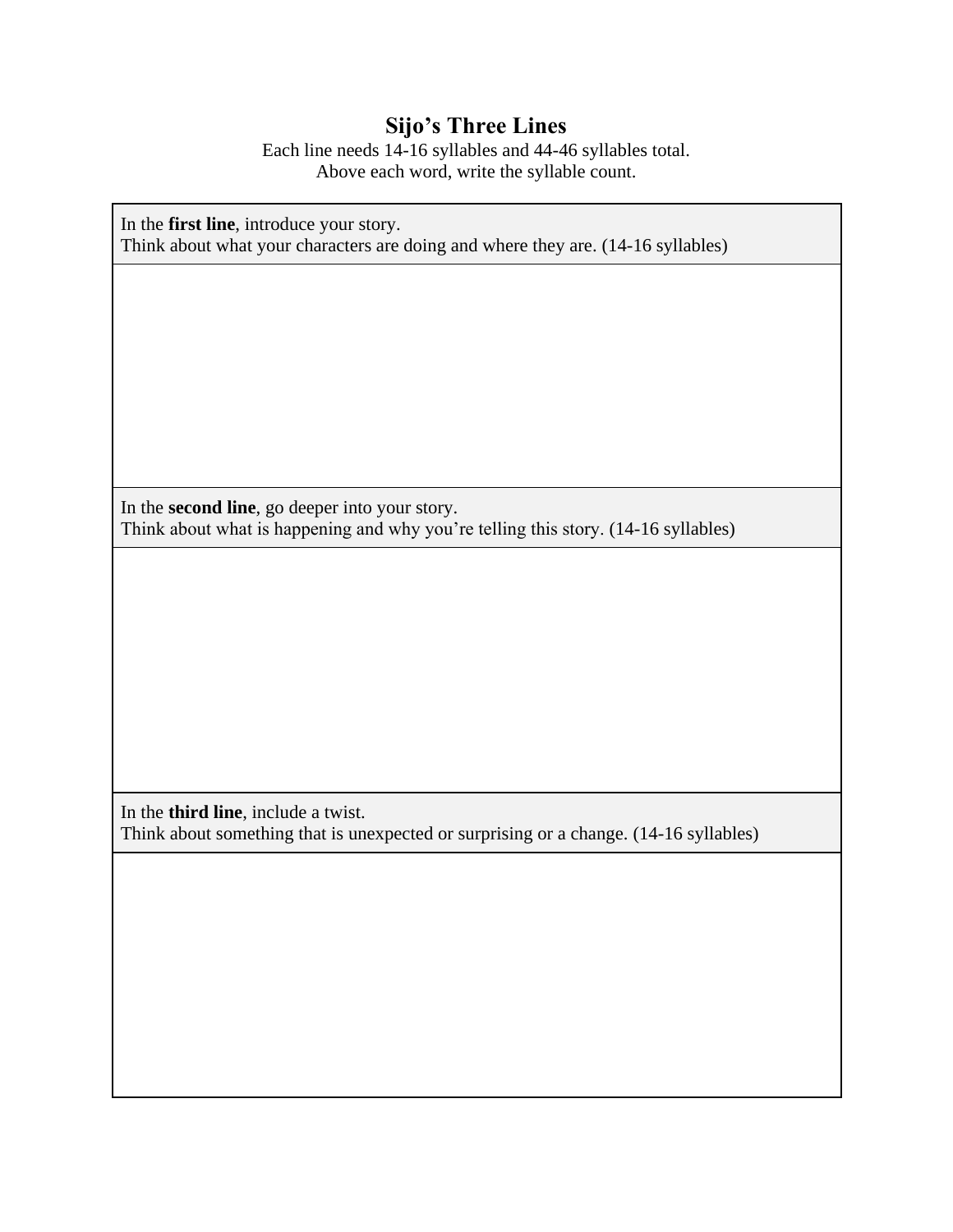## Sijo's Three Lines

Each line needs 14-16 syllables and 44-46 syllables total.
Above each word, write the syllable count.

| In the **first line**, introduce your story.<br>Think about what your characters are doing and where they are. (14-16 syllables) |
|---|
| |
| In the **second line**, go deeper into your story.<br>Think about what is happening and why you're telling this story. (14-16 syllables) |
| |
| In the **third line**, include a twist.<br>Think about something that is unexpected or surprising or a change. (14-16 syllables) |
| |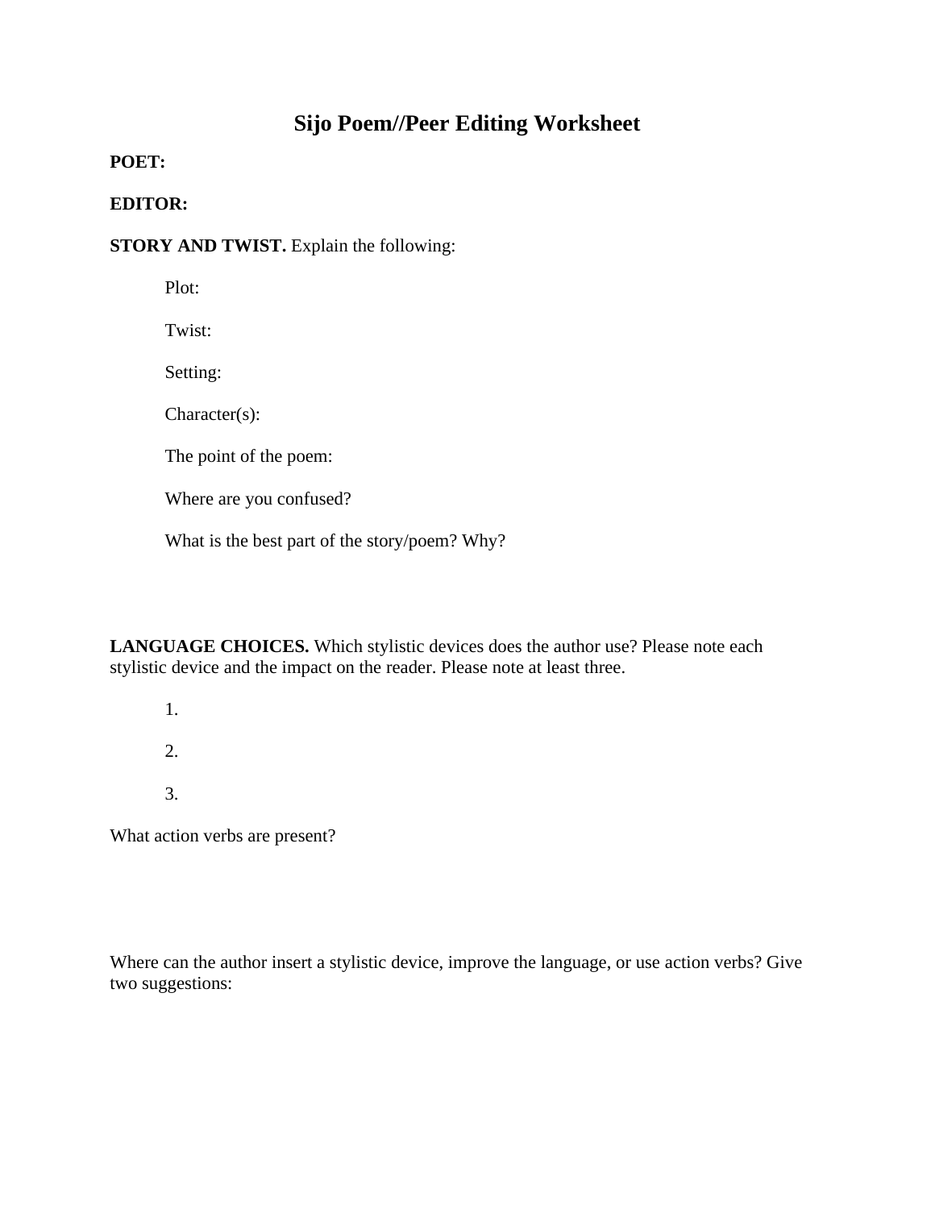# Sijo Poem//Peer Editing Worksheet

**POET:**

**EDITOR:**

**STORY AND TWIST.** Explain the following:

Plot:

Twist:

Setting:

Character(s):

The point of the poem:

Where are you confused?

What is the best part of the story/poem? Why?

**LANGUAGE CHOICES.** Which stylistic devices does the author use? Please note each stylistic device and the impact on the reader. Please note at least three.

1.

2.

3.

What action verbs are present?

Where can the author insert a stylistic device, improve the language, or use action verbs? Give two suggestions: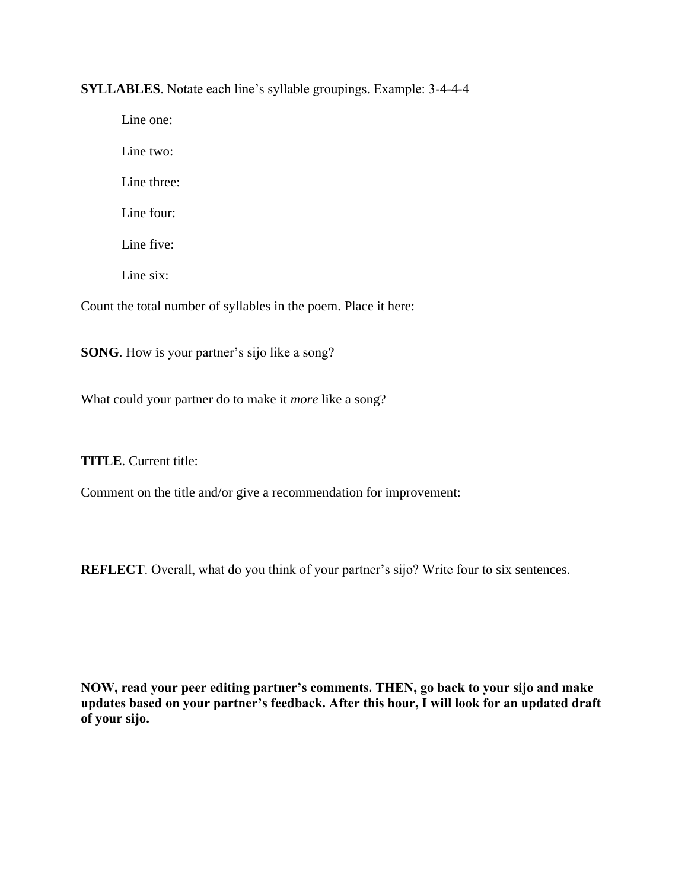**SYLLABLES**. Notate each line's syllable groupings. Example: 3-4-4-4

Line one:

Line two:

Line three:

Line four:

Line five:

Line six:

Count the total number of syllables in the poem. Place it here:

**SONG**. How is your partner's sijo like a song?

What could your partner do to make it *more* like a song?

**TITLE**. Current title:

Comment on the title and/or give a recommendation for improvement:

**REFLECT**. Overall, what do you think of your partner's sijo? Write four to six sentences.

**NOW, read your peer editing partner's comments. THEN, go back to your sijo and make updates based on your partner's feedback. After this hour, I will look for an updated draft of your sijo.**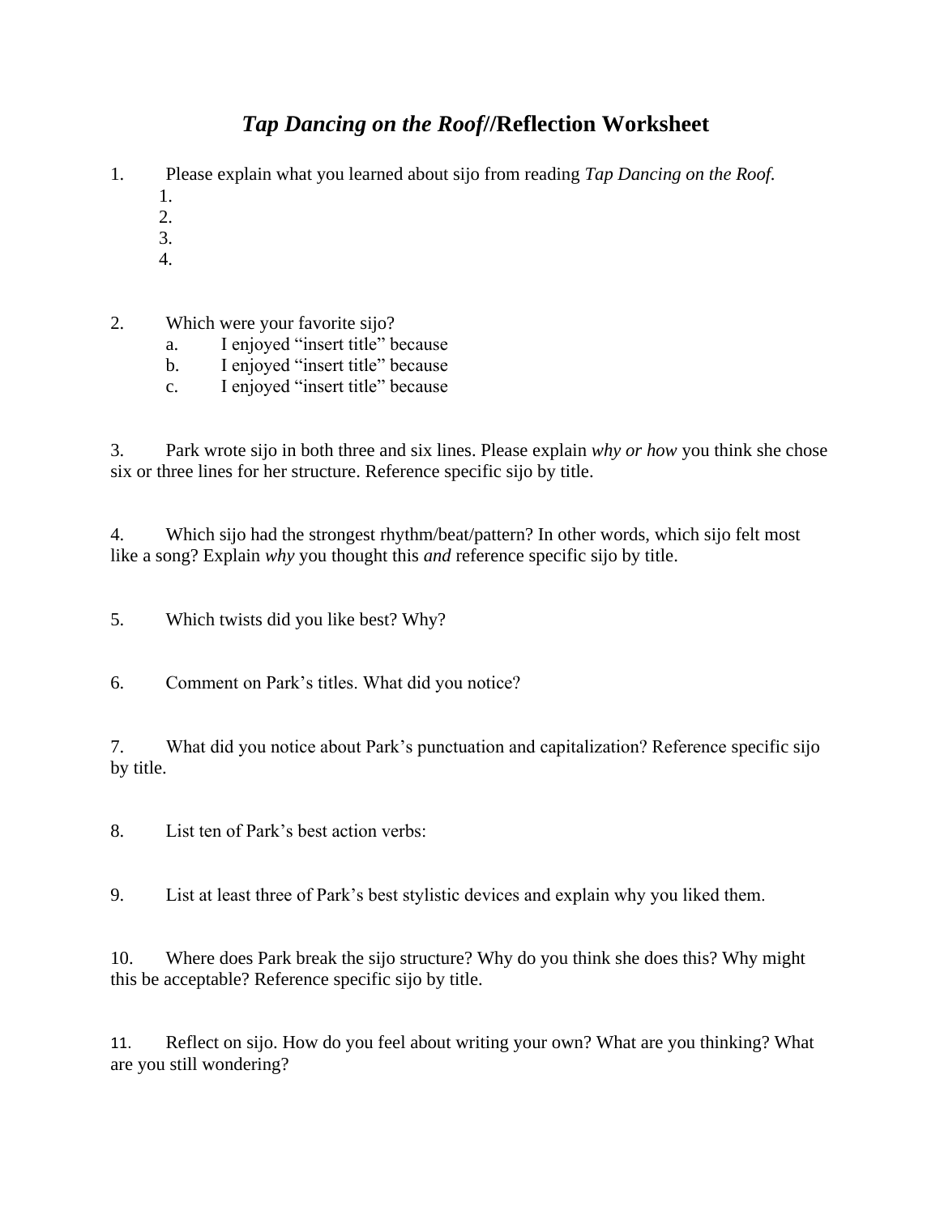# *Tap Dancing on the Roof*//Reflection Worksheet

1. Please explain what you learned about sijo from reading *Tap Dancing on the Roof.*
   1.
   2.
   3.
   4.

2. Which were your favorite sijo?
   a. I enjoyed "insert title" because
   b. I enjoyed "insert title" because
   c. I enjoyed "insert title" because

3. Park wrote sijo in both three and six lines. Please explain *why or how* you think she chose six or three lines for her structure. Reference specific sijo by title.

4. Which sijo had the strongest rhythm/beat/pattern? In other words, which sijo felt most like a song? Explain *why* you thought this *and* reference specific sijo by title.

5. Which twists did you like best? Why?

6. Comment on Park's titles. What did you notice?

7. What did you notice about Park's punctuation and capitalization? Reference specific sijo by title.

8. List ten of Park's best action verbs:

9. List at least three of Park's best stylistic devices and explain why you liked them.

10. Where does Park break the sijo structure? Why do you think she does this? Why might this be acceptable? Reference specific sijo by title.

11. Reflect on sijo. How do you feel about writing your own? What are you thinking? What are you still wondering?